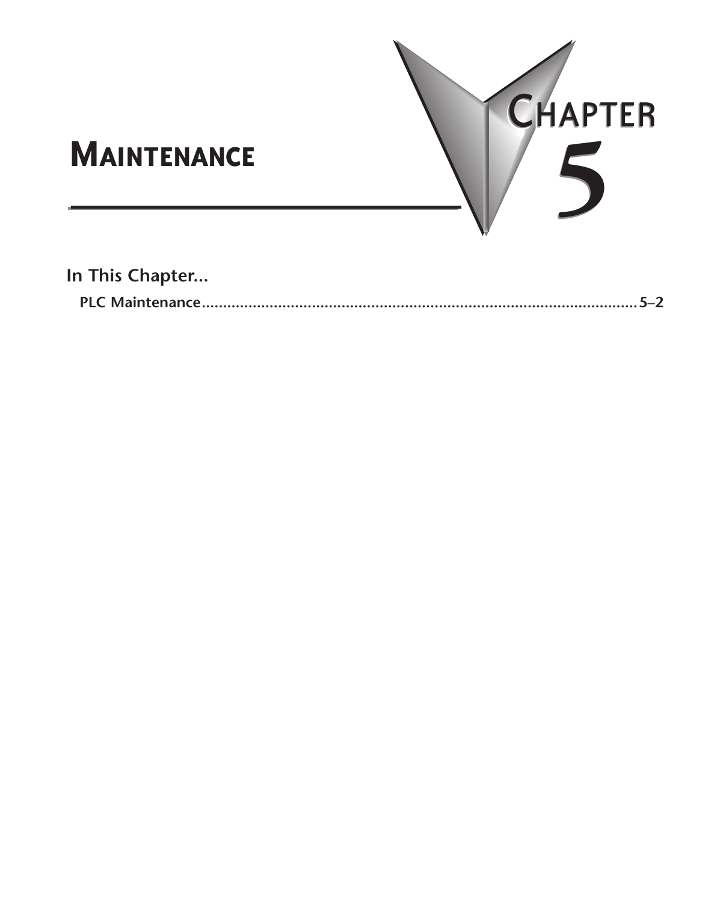# Chapter 5

# Maintenance

## In This Chapter...

**PLC Maintenance ........................................................................................................ 5–2**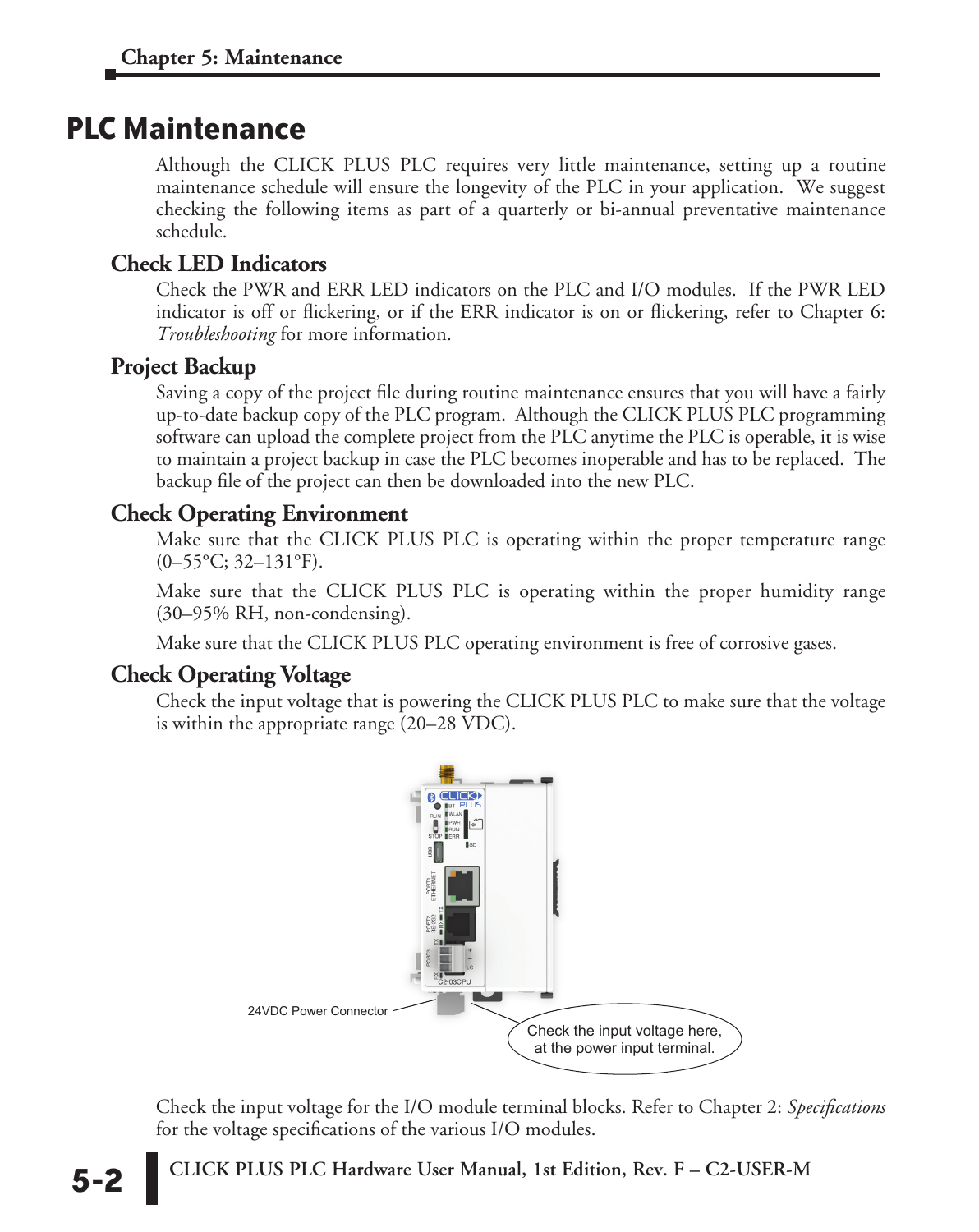# PLC Maintenance

Although the CLICK PLUS PLC requires very little maintenance, setting up a routine maintenance schedule will ensure the longevity of the PLC in your application. We suggest checking the following items as part of a quarterly or bi-annual preventative maintenance schedule.

## Check LED Indicators

Check the PWR and ERR LED indicators on the PLC and I/O modules. If the PWR LED indicator is off or flickering, or if the ERR indicator is on or flickering, refer to Chapter 6: *Troubleshooting* for more information.

## Project Backup

Saving a copy of the project file during routine maintenance ensures that you will have a fairly up-to-date backup copy of the PLC program. Although the CLICK PLUS PLC programming software can upload the complete project from the PLC anytime the PLC is operable, it is wise to maintain a project backup in case the PLC becomes inoperable and has to be replaced. The backup file of the project can then be downloaded into the new PLC.

## Check Operating Environment

Make sure that the CLICK PLUS PLC is operating within the proper temperature range (0–55°C; 32–131°F).

Make sure that the CLICK PLUS PLC is operating within the proper humidity range (30–95% RH, non-condensing).

Make sure that the CLICK PLUS PLC operating environment is free of corrosive gases.

## Check Operating Voltage

Check the input voltage that is powering the CLICK PLUS PLC to make sure that the voltage is within the appropriate range (20–28 VDC).

24VDC Power Connector

Check the input voltage here, at the power input terminal.

Check the input voltage for the I/O module terminal blocks. Refer to Chapter 2: *Specifications* for the voltage specifications of the various I/O modules.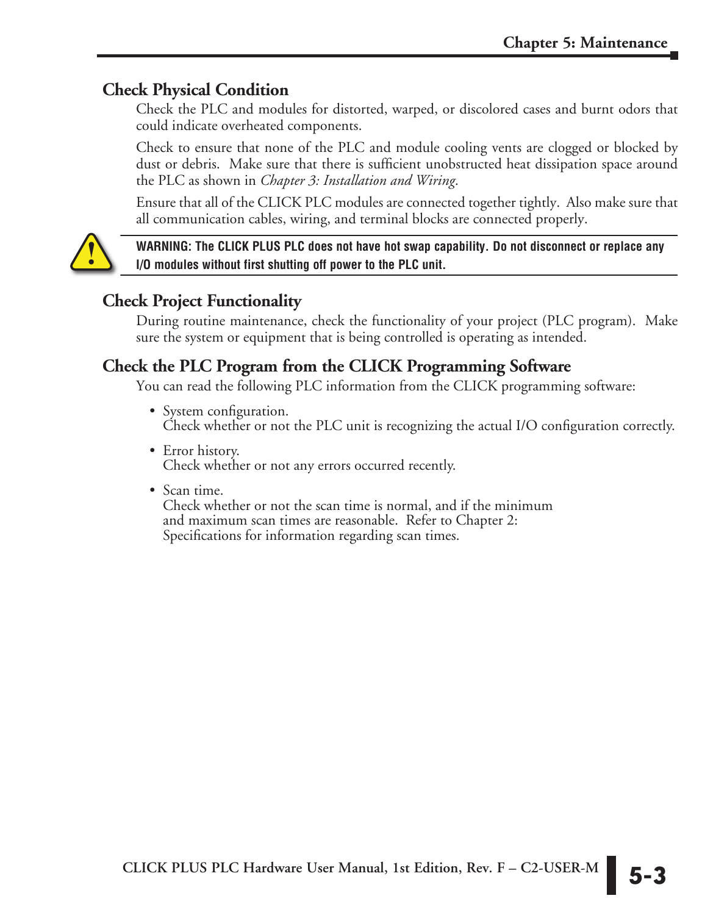## Check Physical Condition

Check the PLC and modules for distorted, warped, or discolored cases and burnt odors that could indicate overheated components.

Check to ensure that none of the PLC and module cooling vents are clogged or blocked by dust or debris. Make sure that there is sufficient unobstructed heat dissipation space around the PLC as shown in *Chapter 3: Installation and Wiring*.

Ensure that all of the CLICK PLC modules are connected together tightly. Also make sure that all communication cables, wiring, and terminal blocks are connected properly.

**WARNING: The CLICK PLUS PLC does not have hot swap capability. Do not disconnect or replace any I/O modules without first shutting off power to the PLC unit.**

## Check Project Functionality

During routine maintenance, check the functionality of your project (PLC program). Make sure the system or equipment that is being controlled is operating as intended.

## Check the PLC Program from the CLICK Programming Software

You can read the following PLC information from the CLICK programming software:

- System configuration.
  Check whether or not the PLC unit is recognizing the actual I/O configuration correctly.
- Error history.
  Check whether or not any errors occurred recently.
- Scan time.
  Check whether or not the scan time is normal, and if the minimum and maximum scan times are reasonable. Refer to Chapter 2: Specifications for information regarding scan times.